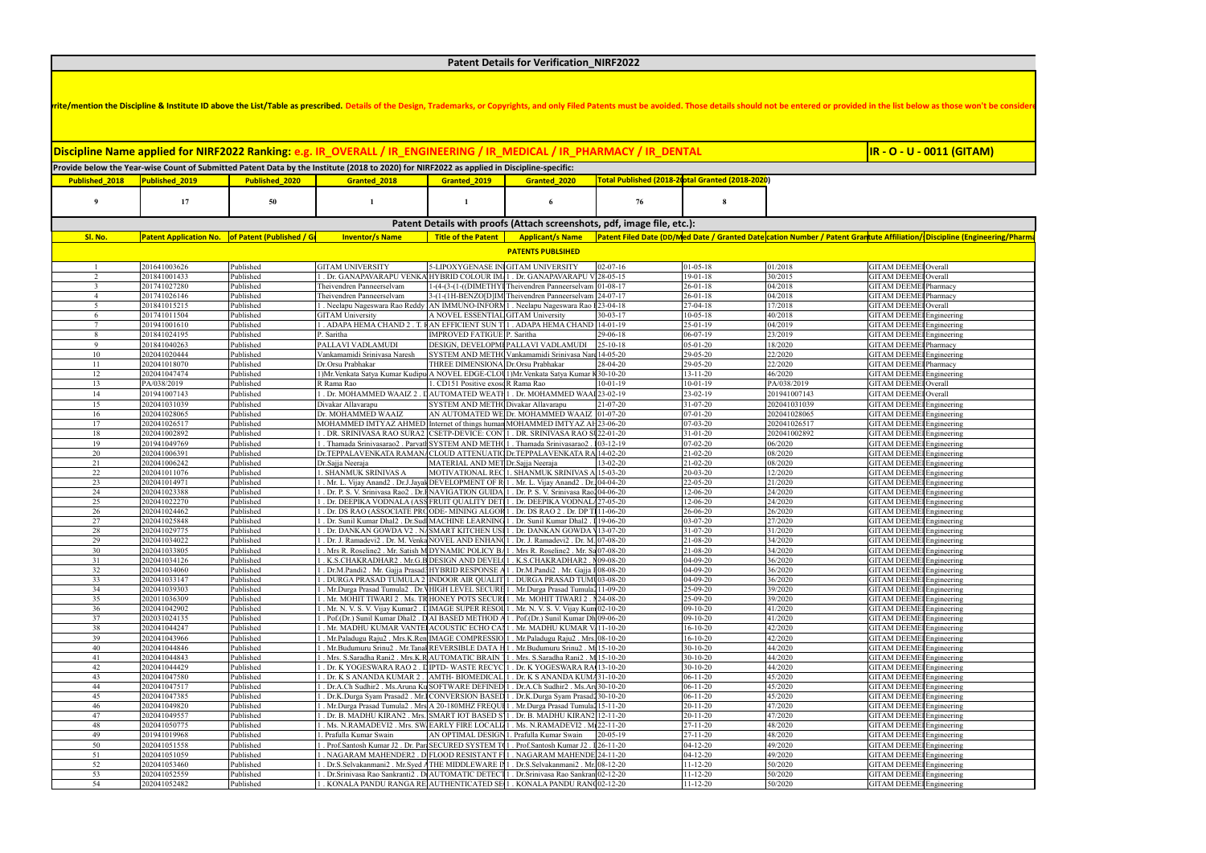# Patent Details for Verification_NIRF2022

rite/mention the Discipline & Institute ID above the List/Table as prescribed. Details of the Design, Trademarks, or Copyrights, and only Filed Patents must be avoided. Those details should not be entered or provided in the list below as those won't be considere

**Discipline Name applied for NIRF2022 Ranking: e.g. IR_OVERALL / IR_ENGINEERING / IR_MEDICAL / IR_PHARMACY / IR_DENTAL** **IR - O - U - 0011 (GITAM)**

**Provide below the Year-wise Count of Submitted Patent Data by the Institute (2018 to 2020) for NIRF2022 as applied in Discipline-specific:**

| Published_2018 | Published_2019 | Published_2020 | Granted_2018 | Granted_2019 | Granted_2020 | Total Published (2018-20 | otal Granted (2018-2020) |
|---|---|---|---|---|---|---|---|
| 9 | 17 | 50 | 1 | 1 | 6 | 76 | 8 |

**Patent Details with proofs (Attach screenshots, pdf, image file, etc.):**

| Sl. No. | Patent Application No. | of Patent (Published / Gr | Inventor/s Name | Title of the Patent | Applicant/s Name | Patent Filed Date (DD/M | ed Date / Granted Date | cation Number / Patent Gran | tute Affiliation/ | Discipline (Engineering/Pharma |
|---|---|---|---|---|---|---|---|---|---|---|
| **PATENTS PUBLSIHED** | | | | | | | | | | |
| 1 | 201641003626 | Published | GITAM UNIVERSITY | 5-LIPOXYGENASE IN | GITAM UNIVERSITY | 02-07-16 | 01-05-18 | 01/2018 | GITAM DEEME | Overall |
| 2 | 201841001433 | Published | 1 . Dr. GANAPAVARAPU VENKA | HYBRID COLOUR IM | 1 . Dr. GANAPAVARAPU V | 28-05-15 | 19-01-18 | 30/2015 | GITAM DEEME | Overall |
| 3 | 201741027280 | Published | Theivendren Panneerselvam | 1-(4-(3-(1-((DIMETHY | Theivendren Panneerselvam | 01-08-17 | 26-01-18 | 04/2018 | GITAM DEEME | Pharmacy |
| 4 | 201741026146 | Published | Theivendren Panneerselvam | 3-(1-(1H-BENZO[D]IM | Theivendren Panneerselvam | 24-07-17 | 26-01-18 | 04/2018 | GITAM DEEME | Pharmacy |
| 5 | 201841015215 | Published | 1 . Neelapu Nageswara Rao Reddy | AN IMMUNO-INFORM | 1 . Neelapu Nageswara Rao | 23-04-18 | 27-04-18 | 17/2018 | GITAM DEEME | Overall |
| 6 | 201741011504 | Published | GITAM University | A NOVEL ESSENTIAL | GITAM University | 30-03-17 | 10-05-18 | 40/2018 | GITAM DEEME | Engineering |
| 7 | 201941001610 | Published | 1 . ADAPA HEMA CHAND 2 . T. | AN EFFICIENT SUN T | 1 . ADAPA HEMA CHAND | 14-01-19 | 25-01-19 | 04/2019 | GITAM DEEME | Engineering |
| 8 | 201841024195 | Published | P. Saritha | IMPROVED FATIGUE | P. Saritha | 29-06-18 | 06-07-19 | 23/2019 | GITAM DEEME | Engineering |
| 9 | 201841040263 | Published | PALLAVI VADLAMUDI | DESIGN, DEVELOPME | PALLAVI VADLAMUDI | 25-10-18 | 05-01-20 | 18/2020 | GITAM DEEME | Pharmacy |
| 10 | 202041020444 | Published | Vankamamidi Srinivasa Naresh | SYSTEM AND METHO | Vankamamidi Srinivasa Nar | 14-05-20 | 29-05-20 | 22/2020 | GITAM DEEME | Engineering |
| 11 | 202041018070 | Published | Dr.Orsu Prabhakar | THREE DIMENSIONA | Dr.Orsu Prabhakar | 28-04-20 | 29-05-20 | 22/2020 | GITAM DEEME | Pharmacy |
| 12 | 202041047474 | Published | 1)Mr.Venkata Satya Kumar Kudipu | A NOVEL EDGE-CLOU | 1)Mr.Venkata Satya Kumar K | 30-10-20 | 13-11-20 | 46/2020 | GITAM DEEME | Engineering |
| 13 | PA/038/2019 | Published | R Rama Rao | 1. CD151 Positive exoso | R Rama Rao | 10-01-19 | 10-01-19 | PA/038/2019 | GITAM DEEME | Overall |
| 14 | 201941007143 | Published | 1 . Dr. MOHAMMED WAAIZ 2 . | AUTOMATED WEATI | 1 . Dr. MOHAMMED WAA | 23-02-19 | 23-02-19 | 201941007143 | GITAM DEEME | Overall |
| 15 | 202041031039 | Published | Divakar Allavarapu | SYSTEM AND METHO | Divakar Allavarapu | 21-07-20 | 31-07-20 | 202041031039 | GITAM DEEME | Engineering |
| 16 | 202041028065 | Published | Dr. MOHAMMED WAAIZ | AN AUTOMATED WE | Dr. MOHAMMED WAAIZ | 01-07-20 | 07-01-20 | 202041028065 | GITAM DEEME | Engineering |
| 17 | 202041026517 | Published | MOHAMMED IMTYAZ AHMED | Internet of things human | MOHAMMED IMTYAZ AH | 23-06-20 | 07-03-20 | 202041026517 | GITAM DEEME | Engineering |
| 18 | 202041002892 | Published | 1 . DR. SRINIVASA RAO SURA2 | CSETP-DEVICE: CON | 1 . DR. SRINIVASA RAO S | 22-01-20 | 31-01-20 | 202041002892 | GITAM DEEME | Engineering |
| 19 | 201941049769 | Published | 1 . Thamada Srinivasarao2 . Parvat | SYSTEM AND METHO | 1 . Thamada Srinivasarao2 . | 03-12-19 | 07-02-20 | 06/2020 | GITAM DEEME | Engineering |
| 20 | 202041006391 | Published | Dr.TEPPALAVENKATA RAMAN | CLOUD ATTENUATIO | Dr.TEPPALAVENKATA RA | 14-02-20 | 21-02-20 | 08/2020 | GITAM DEEME | Engineering |
| 21 | 202041006242 | Published | Dr.Sajja Neeraja | MATERIAL AND MET | Dr.Sajja Neeraja | 13-02-20 | 21-02-20 | 08/2020 | GITAM DEEME | Engineering |
| 22 | 202041011076 | Published | 1. SHANMUK SRINIVAS A | MOTIVATIONAL REC | 1. SHANMUK SRINIVAS A | 15-03-20 | 20-03-20 | 12/2020 | GITAM DEEME | Engineering |
| 23 | 202041014971 | Published | 1 . Mr. L. Vijay Anand2 . Dr.J.Jaya | DEVELOPMENT OF R | 1 . Mr. L. Vijay Anand2 . Dr. | 04-04-20 | 22-05-20 | 21/2020 | GITAM DEEME | Engineering |
| 24 | 202041023388 | Published | 1 . Dr. P. S. V. Srinivasa Rao2 . Dr. | NAVIGATION GUIDA | 1 . Dr. P. S. V. Srinivasa Rao | 04-06-20 | 12-06-20 | 24/2020 | GITAM DEEME | Engineering |
| 25 | 202041022270 | Published | 1 . Dr. DEEPIKA VODNALA (ASS | FRUIT QUALITY DET | 1 . Dr. DEEPIKA VODNAL | 27-05-20 | 12-06-20 | 24/2020 | GITAM DEEME | Engineering |
| 26 | 202041024462 | Published | 1 . Dr. DS RAO (ASSOCIATE PRO | ODE- MINING ALGOR | 1 . Dr. DS RAO 2 . Dr. DP T | 11-06-20 | 26-06-20 | 26/2020 | GITAM DEEME | Engineering |
| 27 | 202041025848 | Published | 1 . Dr. Sunil Kumar Dhal2 . Dr.Sud | MACHINE LEARNING | 1 . Dr. Sunil Kumar Dhal2 . I | 19-06-20 | 03-07-20 | 27/2020 | GITAM DEEME | Engineering |
| 28 | 202041029775 | Published | 1 . Dr. DANKAN GOWDA V2 . N | SMART KITCHEN USI | 1 . Dr. DANKAN GOWDA V | 13-07-20 | 31-07-20 | 31/2020 | GITAM DEEME | Engineering |
| 29 | 202041034022 | Published | 1 . Dr. J. Ramadevi2 . Dr. M. Venka | NOVEL AND ENHAN | 1 . Dr. J. Ramadevi2 . Dr. M. | 07-08-20 | 21-08-20 | 34/2020 | GITAM DEEME | Engineering |
| 30 | 202041033805 | Published | 1 . Mrs R. Roseline2 . Mr. Satish M | DYNAMIC POLICY B | 1 . Mrs R. Roseline2 . Mr. Sa | 07-08-20 | 21-08-20 | 34/2020 | GITAM DEEME | Engineering |
| 31 | 202041034126 | Published | 1 . K.S.CHAKRADHAR2 . Mr.G.B | DESIGN AND DEVEL | 1 . K.S.CHAKRADHAR2 . M | 09-08-20 | 04-09-20 | 36/2020 | GITAM DEEME | Engineering |
| 32 | 202041034060 | Published | 1 . Dr.M.Pandi2 . Mr. Gajja Prasad | HYBRID RESPONSE A | 1 . Dr.M.Pandi2 . Mr. Gajja P | 08-08-20 | 04-09-20 | 36/2020 | GITAM DEEME | Engineering |
| 33 | 202041033147 | Published | 1 . DURGA PRASAD TUMULA 2 | INDOOR AIR QUALIT | 1 . DURGA PRASAD TUMU | 03-08-20 | 04-09-20 | 36/2020 | GITAM DEEME | Engineering |
| 34 | 202041039303 | Published | 1 . Mr.Durga Prasad Tumula2 . Dr.V | HIGH LEVEL SECURE | 1 . Mr.Durga Prasad Tumula2 | 11-09-20 | 25-09-20 | 39/2020 | GITAM DEEME | Engineering |
| 35 | 202011036309 | Published | 1 . Mr. MOHIT TIWARI 2 . Ms. TR | HONEY POTS SECUR | 1 . Mr. MOHIT TIWARI 2 . | 24-08-20 | 25-09-20 | 39/2020 | GITAM DEEME | Engineering |
| 36 | 202041042902 | Published | 1 . Mr. N. V. S. V. Vijay Kumar2 . D | IMAGE SUPER RESOL | 1 . Mr. N. V. S. V. Vijay Kum | 02-10-20 | 09-10-20 | 41/2020 | GITAM DEEME | Engineering |
| 37 | 202031024135 | Published | 1 . Pof.(Dr.) Sunil Kumar Dhal2 . D | AI BASED METHOD A | 1 . Pof.(Dr.) Sunil Kumar Dh | 09-06-20 | 09-10-20 | 41/2020 | GITAM DEEME | Engineering |
| 38 | 202041044247 | Published | 1 . Mr. MADHU KUMAR VANTE | ACOUSTIC ECHO CA | 1 . Mr. MADHU KUMAR V | 11-10-20 | 16-10-20 | 42/2020 | GITAM DEEME | Engineering |
| 39 | 202041043966 | Published | 1 . Mr.Paladugu Raju2 . Mrs.K.Ren | IMAGE COMPRESSIO | 1 . Mr.Paladugu Raju2 . Mrs. | 08-10-20 | 16-10-20 | 42/2020 | GITAM DEEME | Engineering |
| 40 | 202041044846 | Published | 1 . Mr.Budumuru Srinu2 . Mr.Tanal | REVERSIBLE DATA H | 1 . Mr.Budumuru Srinu2 . M | 15-10-20 | 30-10-20 | 44/2020 | GITAM DEEME | Engineering |
| 41 | 202041044843 | Published | 1 . Mrs. S.Saradha Rani2 . Mrs.K.R | AUTOMATIC BRAIN T | 1 . Mrs. S.Saradha Rani2 . M | 15-10-20 | 30-10-20 | 44/2020 | GITAM DEEME | Engineering |
| 42 | 202041044429 | Published | 1 . Dr. K YOGESWARA RAO 2 . D | IPTD- WASTE RECYC | 1 . Dr. K YOGESWARA RA | 13-10-20 | 30-10-20 | 44/2020 | GITAM DEEME | Engineering |
| 43 | 202041047580 | Published | 1 . Dr. K S ANANDA KUMAR 2 . | AMTH- BIOMEDICAL | 1 . Dr. K S ANANDA KUMA | 31-10-20 | 06-11-20 | 45/2020 | GITAM DEEME | Engineering |
| 44 | 202041047517 | Published | 1 . Dr.A.Ch Sudhir2 . Ms.Aruna Ku | SOFTWARE DEFINED | 1 . Dr.A.Ch Sudhir2 . Ms.Ar | 30-10-20 | 06-11-20 | 45/2020 | GITAM DEEME | Engineering |
| 45 | 202041047385 | Published | 1 . Dr.K.Durga Syam Prasad2 . Mr. | CONVERSION BASED | 1 . Dr.K.Durga Syam Prasad | 30-10-20 | 06-11-20 | 45/2020 | GITAM DEEME | Engineering |
| 46 | 202041049820 | Published | 1 . Mr.Durga Prasad Tumula2 . Mrs | A 20-180MHZ FREQU | 1 . Mr.Durga Prasad Tumula2 | 15-11-20 | 20-11-20 | 47/2020 | GITAM DEEME | Engineering |
| 47 | 202041049557 | Published | 1 . Dr. B. MADHU KIRAN2 . Mrs. | SMART IOT BASED S | 1 . Dr. B. MADHU KIRAN2 | 12-11-20 | 20-11-20 | 47/2020 | GITAM DEEME | Engineering |
| 48 | 202041050775 | Published | 1 . Ms. N.RAMADEVI2 . Mrs. SW | EARLY FIRE LOCALIZ | 1 . Ms. N.RAMADEVI2 . M | 22-11-20 | 27-11-20 | 48/2020 | GITAM DEEME | Engineering |
| 49 | 201941019968 | Published | 1. Prafulla Kumar Swain | AN OPTIMAL DESIGN | 1. Prafulla Kumar Swain | 20-05-19 | 27-11-20 | 48/2020 | GITAM DEEME | Engineering |
| 50 | 202041051558 | Published | 1 . Prof.Santosh Kumar J2 . Dr. Par | SECURED SYSTEM T | 1 . Prof.Santosh Kumar J2 . | 26-11-20 | 04-12-20 | 49/2020 | GITAM DEEME | Engineering |
| 51 | 202041051059 | Published | 1 . NAGARAM MAHENDER2 . D | FLOOD RESISTANT F | 1 . NAGARAM MAHENDE | 24-11-20 | 04-12-20 | 49/2020 | GITAM DEEME | Engineering |
| 52 | 202041053460 | Published | 1 . Dr.S.Selvakanmani2 . Mr.Syed A | THE MIDDLEWARE IN | 1 . Dr.S.Selvakanmani2 . Mr | 08-12-20 | 11-12-20 | 50/2020 | GITAM DEEME | Engineering |
| 53 | 202041052559 | Published | 1 . Dr.Srinivasa Rao Sankranti2 . D | AUTOMATIC DETECT | 1 . Dr.Srinivasa Rao Sankran | 02-12-20 | 11-12-20 | 50/2020 | GITAM DEEME | Engineering |
| 54 | 202041052482 | Published | 1 . KONALA PANDU RANGA RE | AUTHENTICATED SE | 1 . KONALA PANDU RAN | 02-12-20 | 11-12-20 | 50/2020 | GITAM DEEME | Engineering |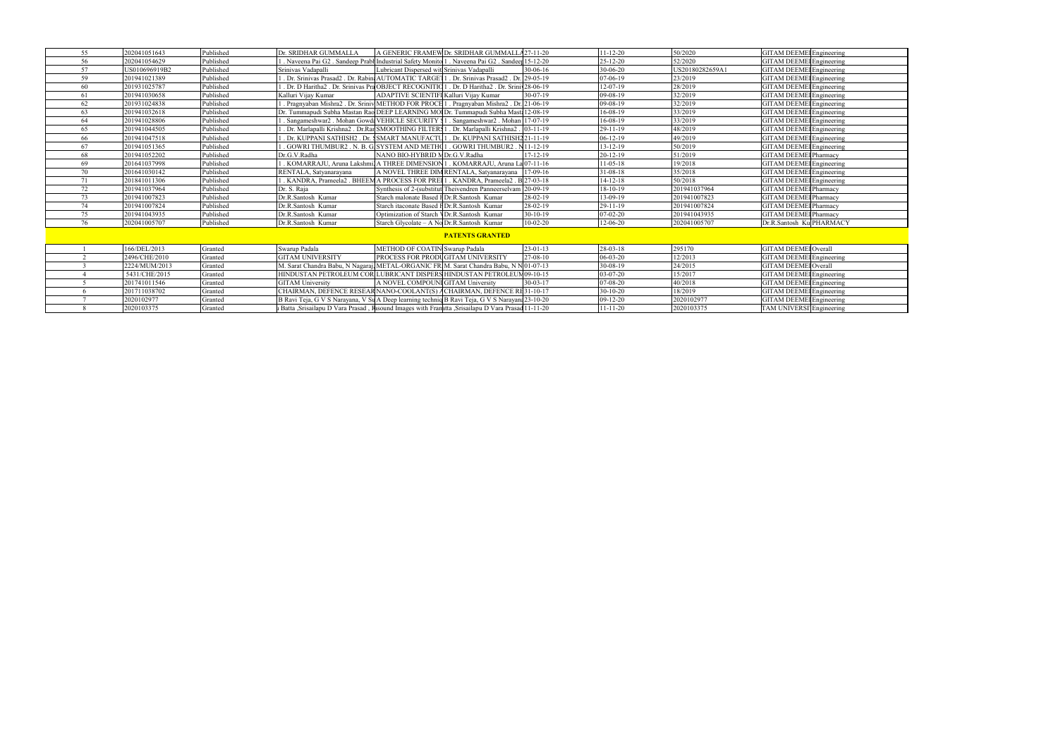| | | | | | | | | | | |
|---|---|---|---|---|---|---|---|---|---|---|
| 55 | 202041051643 | Published | Dr. SRIDHAR GUMMALLA | A GENERIC FRAMEW | Dr. SRIDHAR GUMMALLA | 27-11-20 | 11-12-20 | 50/2020 | GITAM DEEMEI | Engineering |
| 56 | 202041054629 | Published | 1 . Naveena Pai G2 . Sandeep Prabh | Industrial Safety Monito | 1 . Naveena Pai G2 . Sandeep | 15-12-20 | 25-12-20 | 52/2020 | GITAM DEEMEI | Engineering |
| 57 | US010696919B2 | Published | Srinivas Vadapalli | Lubricant Dispersed wit | Srinivas Vadapalli | 30-06-16 | 30-06-20 | US20180282659A1 | GITAM DEEMEI | Engineering |
| 59 | 201941021389 | Published | 1 . Dr. Srinivas Prasad2 . Dr. Rabin | AUTOMATIC TARGET | 1 . Dr. Srinivas Prasad2 . Dr. | 29-05-19 | 07-06-19 | 23/2019 | GITAM DEEMEI | Engineering |
| 60 | 201931025787 | Published | 1 . Dr. D Haritha2 . Dr. Srinivas Pra | OBJECT RECOGNITIO | 1 . Dr. D Haritha2 . Dr. Srini | 28-06-19 | 12-07-19 | 28/2019 | GITAM DEEMEI | Engineering |
| 61 | 201941030658 | Published | Kalluri Vijay Kumar | ADAPTIVE SCIENTIFI | Kalluri Vijay Kumar | 30-07-19 | 09-08-19 | 32/2019 | GITAM DEEMEI | Engineering |
| 62 | 201931024838 | Published | 1 . Pragnyaban Mishra2 . Dr. Sriniv | METHOD FOR PROCE | 1 . Pragnyaban Mishra2 . Dr. | 21-06-19 | 09-08-19 | 32/2019 | GITAM DEEMEI | Engineering |
| 63 | 201941032618 | Published | Dr. Tummapudi Subha Mastan Rao | DEEP LEARNING MO | Dr. Tummapudi Subha Masta | 12-08-19 | 16-08-19 | 33/2019 | GITAM DEEMEI | Engineering |
| 64 | 201941028806 | Published | 1 . Sangameshwar2 . Mohan Gowd | VEHICLE SECURITY S | 1 . Sangameshwar2 . Mohan | 17-07-19 | 16-08-19 | 33/2019 | GITAM DEEMEI | Engineering |
| 65 | 201941044505 | Published | 1 . Dr. Marlapalli Krishna2 . Dr.Ra | SMOOTHING FILTERS | 1 . Dr. Marlapalli Krishna2 . | 03-11-19 | 29-11-19 | 48/2019 | GITAM DEEMEI | Engineering |
| 66 | 201941047518 | Published | 1 . Dr. KUPPANI SATHISH2 . Dr. S | SMART MANUFACTU | 1 . Dr. KUPPANI SATHISH2 | 21-11-19 | 06-12-19 | 49/2019 | GITAM DEEMEI | Engineering |
| 67 | 201941051365 | Published | 1 . GOWRI THUMBUR2 . N. B. G | SYSTEM AND METHO | 1 . GOWRI THUMBUR2 . N | 11-12-19 | 13-12-19 | 50/2019 | GITAM DEEMEI | Engineering |
| 68 | 201941052202 | Published | Dr.G.V.Radha | NANO BIO-HYBRID M | Dr.G.V.Radha | 17-12-19 | 20-12-19 | 51/2019 | GITAM DEEMEI | Pharmacy |
| 69 | 201641037998 | Published | 1 . KOMARRAJU, Aruna Lakshmi | A THREE DIMENSION | 1 . KOMARRAJU, Aruna La | 07-11-16 | 11-05-18 | 19/2018 | GITAM DEEMEI | Engineering |
| 70 | 201641030142 | Published | RENTALA, Satyanarayana | A NOVEL THREE DIM | RENTALA, Satyanarayana | 17-09-16 | 31-08-18 | 35/2018 | GITAM DEEMEI | Engineering |
| 71 | 201841011306 | Published | 1 . KANDRA, Prameela2 . BHEEM | A PROCESS FOR PREI | 1 . KANDRA, Prameela2 . B | 27-03-18 | 14-12-18 | 50/2018 | GITAM DEEMEI | Engineering |
| 72 | 201941037964 | Published | Dr. S. Raja | Synthesis of 2-(substitut | Theivendren Panneerselvam | 20-09-19 | 18-10-19 | 201941037964 | GITAM DEEMEI | Pharmacy |
| 73 | 201941007823 | Published | Dr.R.Santosh Kumar | Starch malonate Based F | Dr.R.Santosh Kumar | 28-02-19 | 13-09-19 | 201941007823 | GITAM DEEMEI | Pharmacy |
| 74 | 201941007824 | Published | Dr.R.Santosh Kumar | Starch itaconate Based F | Dr.R.Santosh Kumar | 28-02-19 | 29-11-19 | 201941007824 | GITAM DEEMEI | Pharmacy |
| 75 | 201941043935 | Published | Dr.R.Santosh Kumar | Optimization of Starch V | Dr.R.Santosh Kumar | 30-10-19 | 07-02-20 | 201941043935 | GITAM DEEMEI | Pharmacy |
| 76 | 202041005707 | Published | Dr.R.Santosh Kumar | Starch Glycolate – A No | Dr.R.Santosh Kumar | 10-02-20 | 12-06-20 | 202041005707 | Dr.R.Santosh Ku | PHARMACY |

**PATENTS GRANTED**

| | | | | | | | | | | |
|---|---|---|---|---|---|---|---|---|---|---|
| 1 | 166/DEL/2013 | Granted | Swarup Padala | METHOD OF COATIN | Swarup Padala | 23-01-13 | 28-03-18 | 295170 | GITAM DEEMEI | Overall |
| 2 | 2496/CHE/2010 | Granted | GITAM UNIVERSITY | PROCESS FOR PRODU | GITAM UNIVERSITY | 27-08-10 | 06-03-20 | 12/2013 | GITAM DEEMEI | Engineering |
| 3 | 2224/MUM/2013 | Granted | M. Sarat Chandra Babu, N Nagaraj | METAL-ORGANIC FR | M. Sarat Chandra Babu, N N | 01-07-13 | 30-08-19 | 24/2015 | GITAM DEEMEI | Overall |
| 4 | 5431/CHE/2015 | Granted | HINDUSTAN PETROLEUM COR | LUBRICANT DISPERS | HINDUSTAN PETROLEUM | 09-10-15 | 03-07-20 | 15/2017 | GITAM DEEMEI | Engineering |
| 5 | 201741011546 | Granted | GITAM University | A NOVEL COMPOUNI | GITAM University | 30-03-17 | 07-08-20 | 40/2018 | GITAM DEEMEI | Engineering |
| 6 | 201711038702 | Granted | CHAIRMAN, DEFENCE RESEAR | NANO-COOLANT(S) A | CHAIRMAN, DEFENCE RE | 31-10-17 | 30-10-20 | 18/2019 | GITAM DEEMEI | Engineering |
| 7 | 2020102977 | Granted | B Ravi Teja, G V S Narayana, V Su | A Deep learning techniq | B Ravi Teja, G V S Narayana | 23-10-20 | 09-12-20 | 2020102977 | GITAM DEEMEI | Engineering |
| 8 | 2020103375 | Granted | ı Batta ,Srisailapu D Vara Prasad , I | sound Images with Fran | tta ,Srisailapu D Vara Prasad | 11-11-20 | 11-11-20 | 2020103375 | TAM UNIVERSI | Engineering |